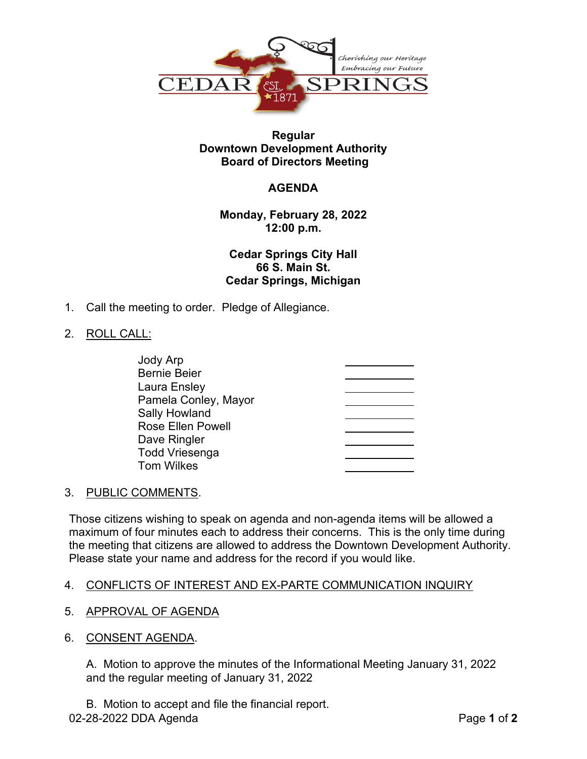# Regular Downtown Development Authority Board of Directors Meeting

## AGENDA

**Monday, February 28, 2022**
**12:00 p.m.**

**Cedar Springs City Hall**
**66 S. Main St.**
**Cedar Springs, Michigan**

1. Call the meeting to order. Pledge of Allegiance.

2. ROLL CALL:

| | |
|---|---|
| Jody Arp | ________ |
| Bernie Beier | ________ |
| Laura Ensley | ________ |
| Pamela Conley, Mayor | ________ |
| Sally Howland | ________ |
| Rose Ellen Powell | ________ |
| Dave Ringler | ________ |
| Todd Vriesenga | ________ |
| Tom Wilkes | ________ |

3. PUBLIC COMMENTS.

Those citizens wishing to speak on agenda and non-agenda items will be allowed a maximum of four minutes each to address their concerns. This is the only time during the meeting that citizens are allowed to address the Downtown Development Authority. Please state your name and address for the record if you would like.

4. CONFLICTS OF INTEREST AND EX-PARTE COMMUNICATION INQUIRY

5. APPROVAL OF AGENDA

6. CONSENT AGENDA.

   A. Motion to approve the minutes of the Informational Meeting January 31, 2022 and the regular meeting of January 31, 2022

   B. Motion to accept and file the financial report.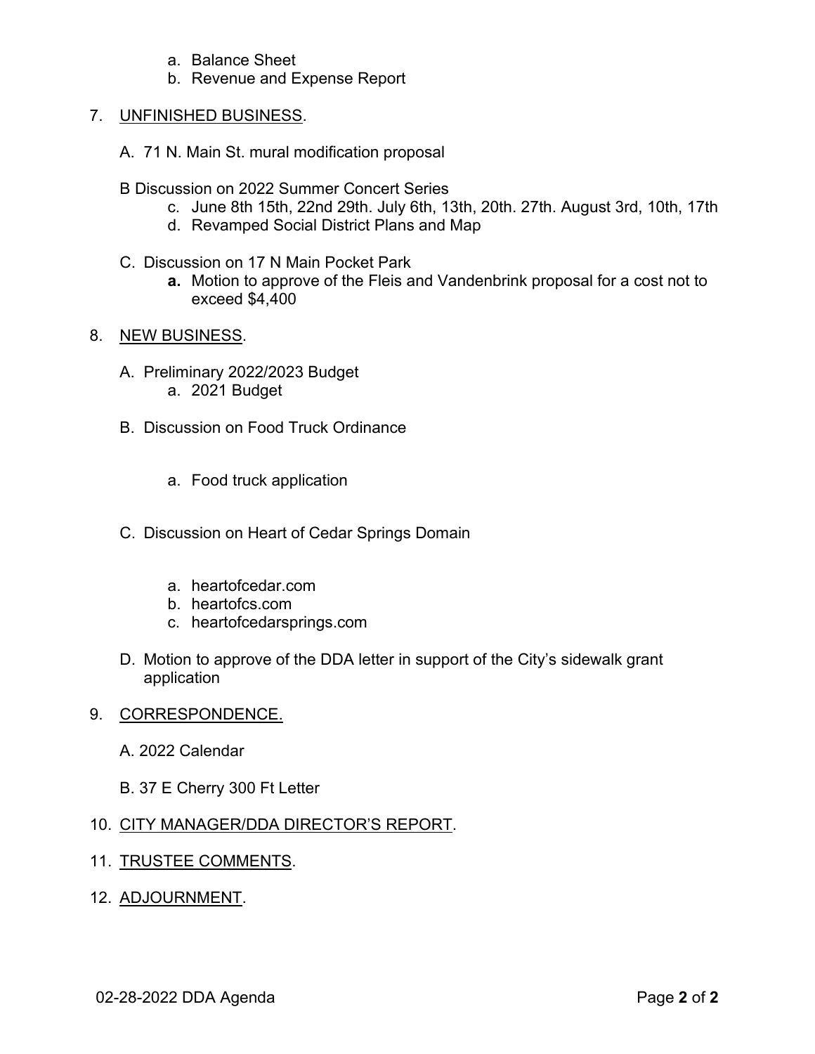a. Balance Sheet
   b. Revenue and Expense Report

7. UNFINISHED BUSINESS.

   A. 71 N. Main St. mural modification proposal

   B Discussion on 2022 Summer Concert Series
      c. June 8th 15th, 22nd 29th. July 6th, 13th, 20th. 27th. August 3rd, 10th, 17th
      d. Revamped Social District Plans and Map

   C. Discussion on 17 N Main Pocket Park
      **a.** Motion to approve of the Fleis and Vandenbrink proposal for a cost not to exceed $4,400

8. NEW BUSINESS.

   A. Preliminary 2022/2023 Budget
      a. 2021 Budget

   B. Discussion on Food Truck Ordinance

      a. Food truck application

   C. Discussion on Heart of Cedar Springs Domain

      a. heartofcedar.com
      b. heartofcs.com
      c. heartofcedarsprings.com

   D. Motion to approve of the DDA letter in support of the City's sidewalk grant application

9. CORRESPONDENCE.

   A. 2022 Calendar

   B. 37 E Cherry 300 Ft Letter

10. CITY MANAGER/DDA DIRECTOR'S REPORT.

11. TRUSTEE COMMENTS.

12. ADJOURNMENT.